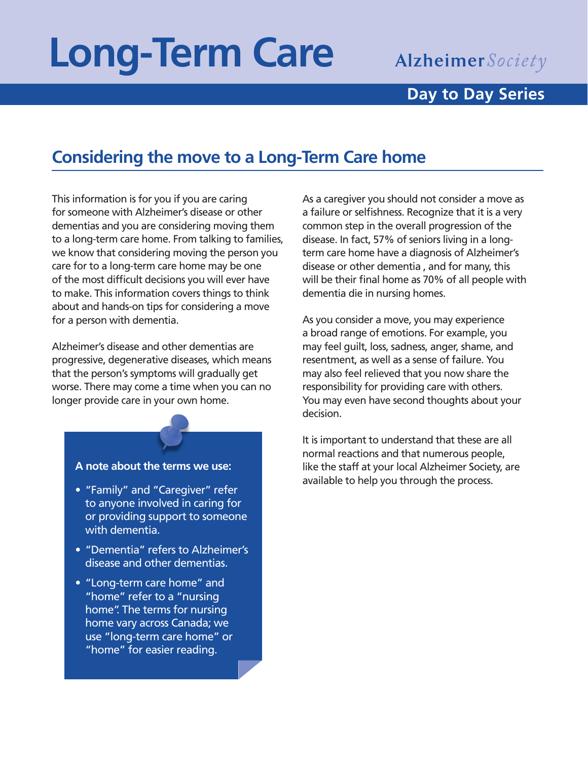# Long-Term Care

Alzheimer Society

**Day to Day Series**

## Considering the move to a Long-Term Care home

This information is for you if you are caring for someone with Alzheimer's disease or other dementias and you are considering moving them to a long-term care home. From talking to families, we know that considering moving the person you care for to a long-term care home may be one of the most difficult decisions you will ever have to make. This information covers things to think about and hands-on tips for considering a move for a person with dementia.

Alzheimer's disease and other dementias are progressive, degenerative diseases, which means that the person's symptoms will gradually get worse. There may come a time when you can no longer provide care in your own home.

**A note about the terms we use:**

- "Family" and "Caregiver" refer to anyone involved in caring for or providing support to someone with dementia.
- "Dementia" refers to Alzheimer's disease and other dementias.
- "Long-term care home" and "home" refer to a "nursing home". The terms for nursing home vary across Canada; we use "long-term care home" or "home" for easier reading.

As a caregiver you should not consider a move as a failure or selfishness. Recognize that it is a very common step in the overall progression of the disease. In fact, 57% of seniors living in a long-term care home have a diagnosis of Alzheimer's disease or other dementia , and for many, this will be their final home as 70% of all people with dementia die in nursing homes.

As you consider a move, you may experience a broad range of emotions. For example, you may feel guilt, loss, sadness, anger, shame, and resentment, as well as a sense of failure. You may also feel relieved that you now share the responsibility for providing care with others. You may even have second thoughts about your decision.

It is important to understand that these are all normal reactions and that numerous people, like the staff at your local Alzheimer Society, are available to help you through the process.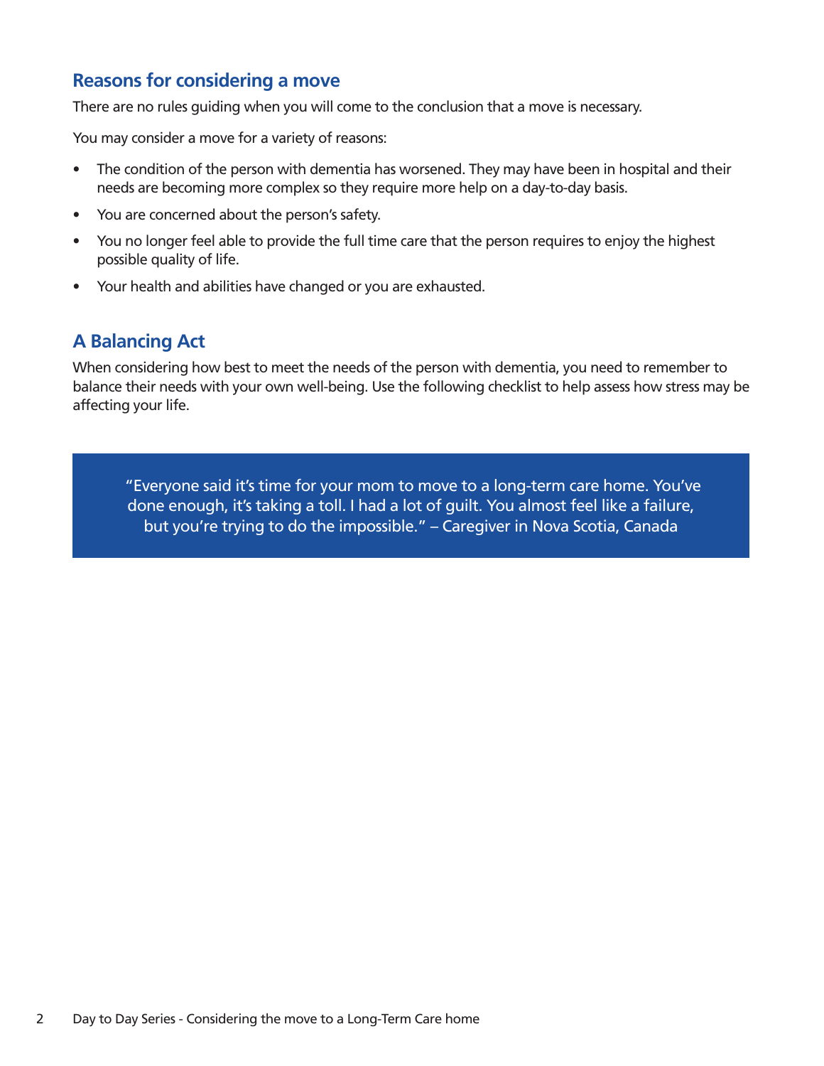## Reasons for considering a move

There are no rules guiding when you will come to the conclusion that a move is necessary.

You may consider a move for a variety of reasons:

- The condition of the person with dementia has worsened. They may have been in hospital and their needs are becoming more complex so they require more help on a day-to-day basis.
- You are concerned about the person's safety.
- You no longer feel able to provide the full time care that the person requires to enjoy the highest possible quality of life.
- Your health and abilities have changed or you are exhausted.

## A Balancing Act

When considering how best to meet the needs of the person with dementia, you need to remember to balance their needs with your own well-being. Use the following checklist to help assess how stress may be affecting your life.

> "Everyone said it's time for your mom to move to a long-term care home. You've done enough, it's taking a toll. I had a lot of guilt. You almost feel like a failure, but you're trying to do the impossible." – Caregiver in Nova Scotia, Canada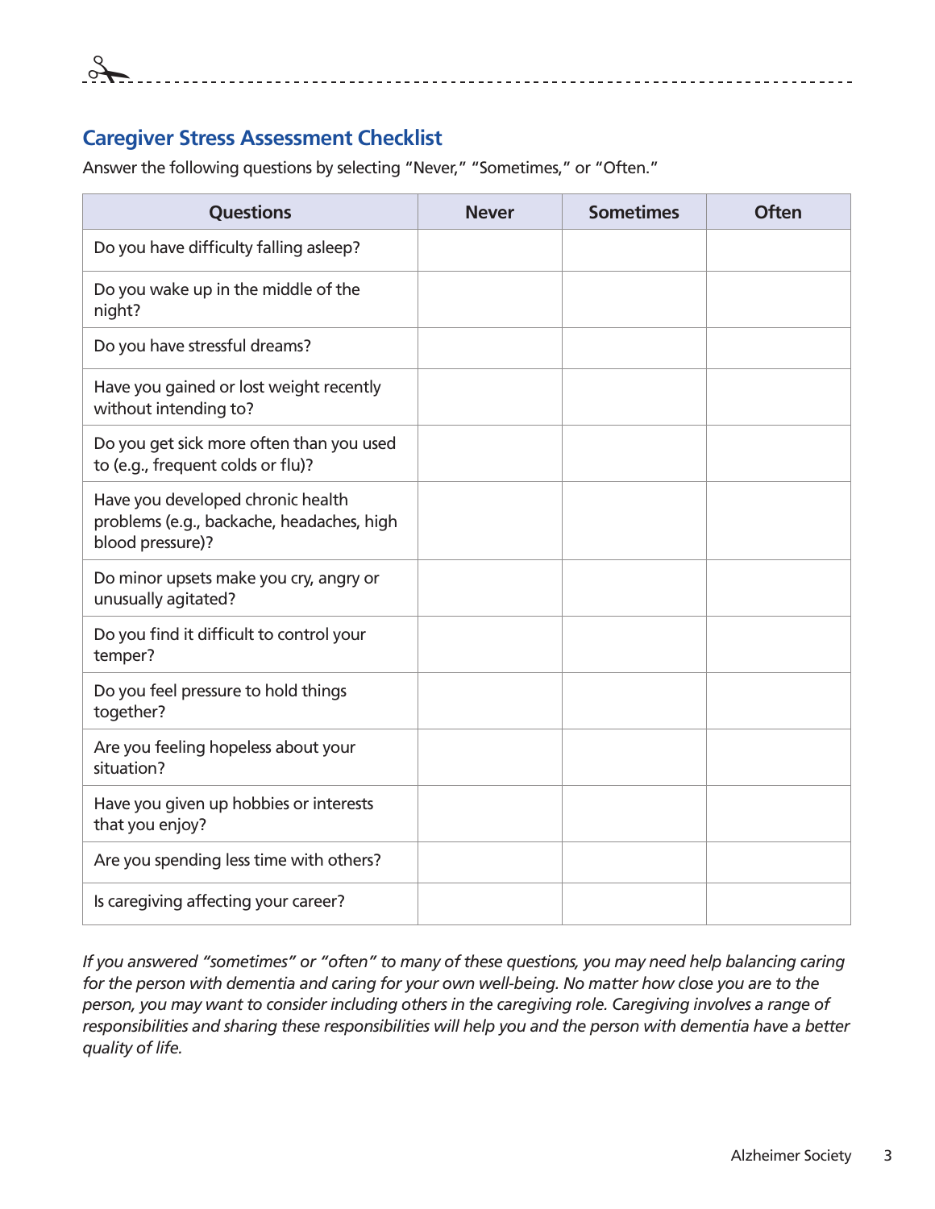## Caregiver Stress Assessment Checklist

Answer the following questions by selecting "Never," "Sometimes," or "Often."

| Questions | Never | Sometimes | Often |
|---|---|---|---|
| Do you have difficulty falling asleep? | | | |
| Do you wake up in the middle of the night? | | | |
| Do you have stressful dreams? | | | |
| Have you gained or lost weight recently without intending to? | | | |
| Do you get sick more often than you used to (e.g., frequent colds or flu)? | | | |
| Have you developed chronic health problems (e.g., backache, headaches, high blood pressure)? | | | |
| Do minor upsets make you cry, angry or unusually agitated? | | | |
| Do you find it difficult to control your temper? | | | |
| Do you feel pressure to hold things together? | | | |
| Are you feeling hopeless about your situation? | | | |
| Have you given up hobbies or interests that you enjoy? | | | |
| Are you spending less time with others? | | | |
| Is caregiving affecting your career? | | | |

*If you answered "sometimes" or "often" to many of these questions, you may need help balancing caring for the person with dementia and caring for your own well-being. No matter how close you are to the person, you may want to consider including others in the caregiving role. Caregiving involves a range of responsibilities and sharing these responsibilities will help you and the person with dementia have a better quality of life.*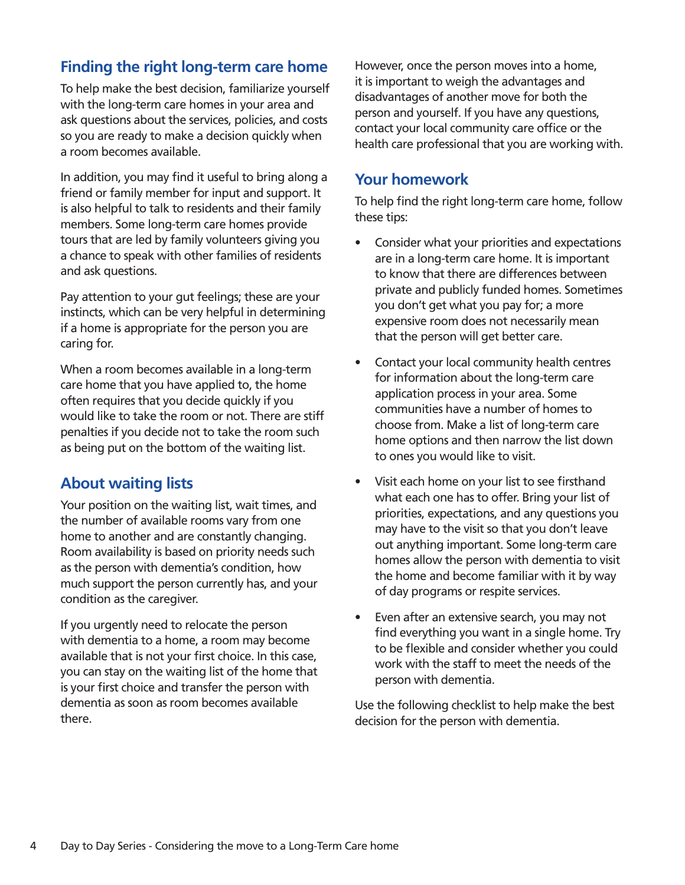## Finding the right long-term care home

To help make the best decision, familiarize yourself with the long-term care homes in your area and ask questions about the services, policies, and costs so you are ready to make a decision quickly when a room becomes available.

In addition, you may find it useful to bring along a friend or family member for input and support. It is also helpful to talk to residents and their family members. Some long-term care homes provide tours that are led by family volunteers giving you a chance to speak with other families of residents and ask questions.

Pay attention to your gut feelings; these are your instincts, which can be very helpful in determining if a home is appropriate for the person you are caring for.

When a room becomes available in a long-term care home that you have applied to, the home often requires that you decide quickly if you would like to take the room or not. There are stiff penalties if you decide not to take the room such as being put on the bottom of the waiting list.

## About waiting lists

Your position on the waiting list, wait times, and the number of available rooms vary from one home to another and are constantly changing. Room availability is based on priority needs such as the person with dementia's condition, how much support the person currently has, and your condition as the caregiver.

If you urgently need to relocate the person with dementia to a home, a room may become available that is not your first choice. In this case, you can stay on the waiting list of the home that is your first choice and transfer the person with dementia as soon as room becomes available there.

However, once the person moves into a home, it is important to weigh the advantages and disadvantages of another move for both the person and yourself. If you have any questions, contact your local community care office or the health care professional that you are working with.

## Your homework

To help find the right long-term care home, follow these tips:

- Consider what your priorities and expectations are in a long-term care home. It is important to know that there are differences between private and publicly funded homes. Sometimes you don't get what you pay for; a more expensive room does not necessarily mean that the person will get better care.
- Contact your local community health centres for information about the long-term care application process in your area. Some communities have a number of homes to choose from. Make a list of long-term care home options and then narrow the list down to ones you would like to visit.
- Visit each home on your list to see firsthand what each one has to offer. Bring your list of priorities, expectations, and any questions you may have to the visit so that you don't leave out anything important. Some long-term care homes allow the person with dementia to visit the home and become familiar with it by way of day programs or respite services.
- Even after an extensive search, you may not find everything you want in a single home. Try to be flexible and consider whether you could work with the staff to meet the needs of the person with dementia.

Use the following checklist to help make the best decision for the person with dementia.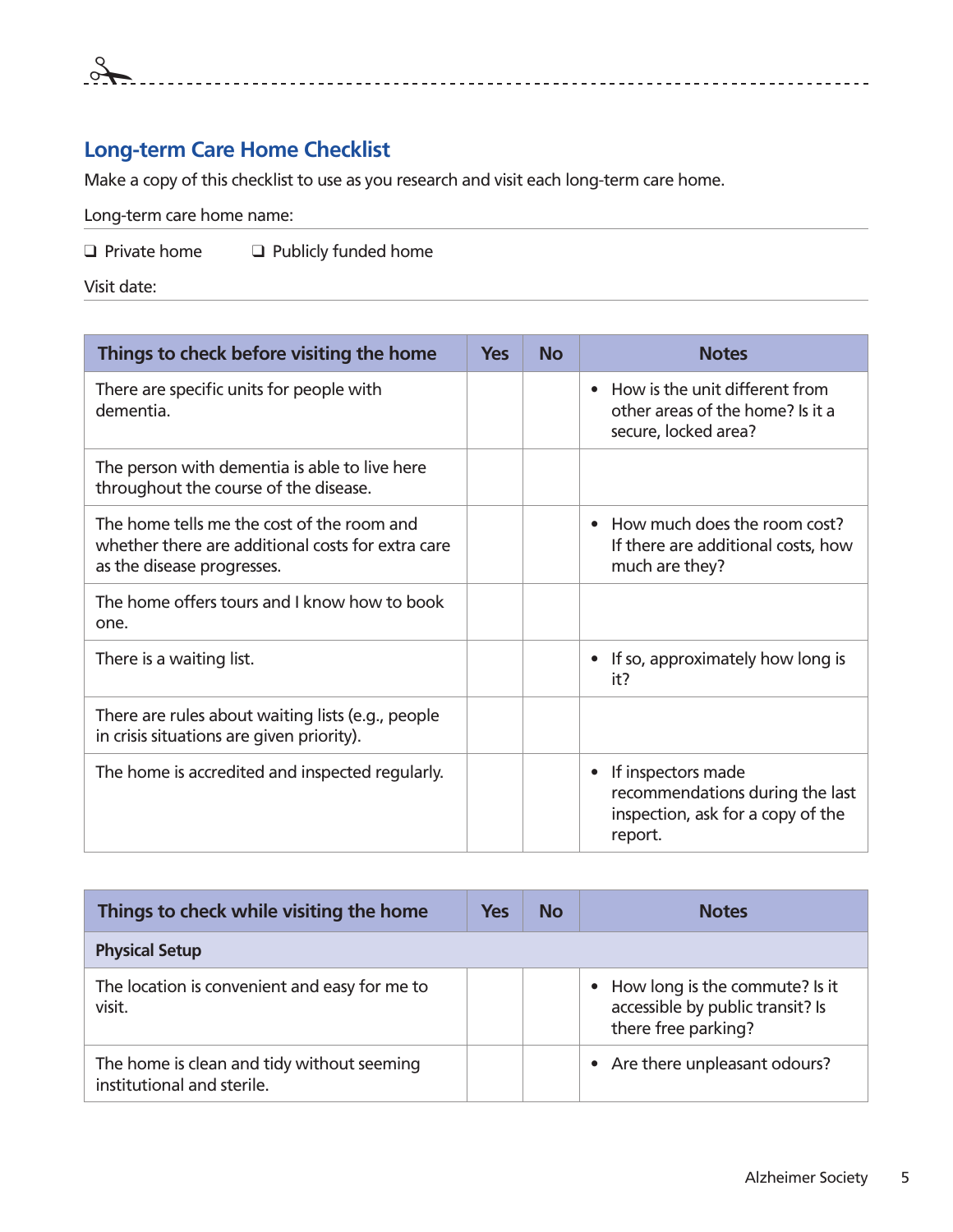## Long-term Care Home Checklist

Make a copy of this checklist to use as you research and visit each long-term care home.

Long-term care home name:

❑ Private home ❑ Publicly funded home

Visit date:

| Things to check before visiting the home | Yes | No | Notes |
| --- | --- | --- | --- |
| There are specific units for people with dementia. | | | • How is the unit different from other areas of the home? Is it a secure, locked area? |
| The person with dementia is able to live here throughout the course of the disease. | | | |
| The home tells me the cost of the room and whether there are additional costs for extra care as the disease progresses. | | | • How much does the room cost? If there are additional costs, how much are they? |
| The home offers tours and I know how to book one. | | | |
| There is a waiting list. | | | • If so, approximately how long is it? |
| There are rules about waiting lists (e.g., people in crisis situations are given priority). | | | |
| The home is accredited and inspected regularly. | | | • If inspectors made recommendations during the last inspection, ask for a copy of the report. |

| Things to check while visiting the home | Yes | No | Notes |
| --- | --- | --- | --- |
| **Physical Setup** | | | |
| The location is convenient and easy for me to visit. | | | • How long is the commute? Is it accessible by public transit? Is there free parking? |
| The home is clean and tidy without seeming institutional and sterile. | | | • Are there unpleasant odours? |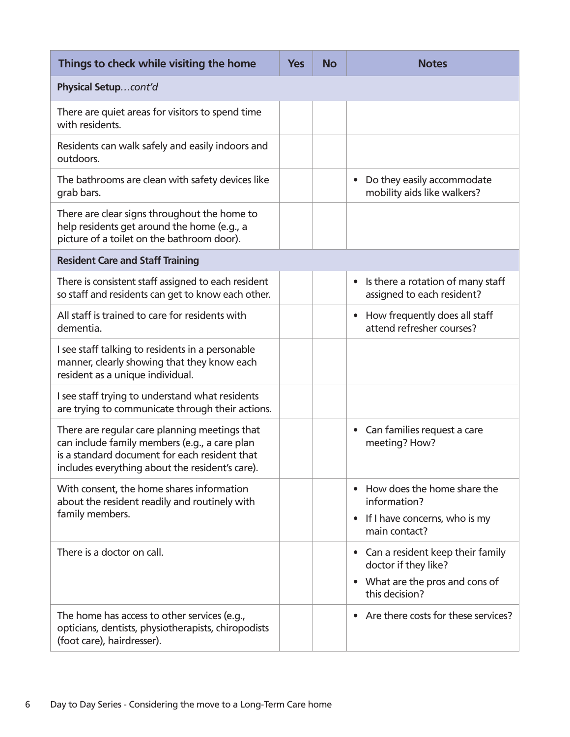| Things to check while visiting the home | Yes | No | Notes |
|---|---|---|---|
| **Physical Setup***...cont'd* | | | |
| There are quiet areas for visitors to spend time with residents. | | | |
| Residents can walk safely and easily indoors and outdoors. | | | |
| The bathrooms are clean with safety devices like grab bars. | | | • Do they easily accommodate mobility aids like walkers? |
| There are clear signs throughout the home to help residents get around the home (e.g., a picture of a toilet on the bathroom door). | | | |
| **Resident Care and Staff Training** | | | |
| There is consistent staff assigned to each resident so staff and residents can get to know each other. | | | • Is there a rotation of many staff assigned to each resident? |
| All staff is trained to care for residents with dementia. | | | • How frequently does all staff attend refresher courses? |
| I see staff talking to residents in a personable manner, clearly showing that they know each resident as a unique individual. | | | |
| I see staff trying to understand what residents are trying to communicate through their actions. | | | |
| There are regular care planning meetings that can include family members (e.g., a care plan is a standard document for each resident that includes everything about the resident's care). | | | • Can families request a care meeting? How? |
| With consent, the home shares information about the resident readily and routinely with family members. | | | • How does the home share the information? • If I have concerns, who is my main contact? |
| There is a doctor on call. | | | • Can a resident keep their family doctor if they like? • What are the pros and cons of this decision? |
| The home has access to other services (e.g., opticians, dentists, physiotherapists, chiropodists (foot care), hairdresser). | | | • Are there costs for these services? |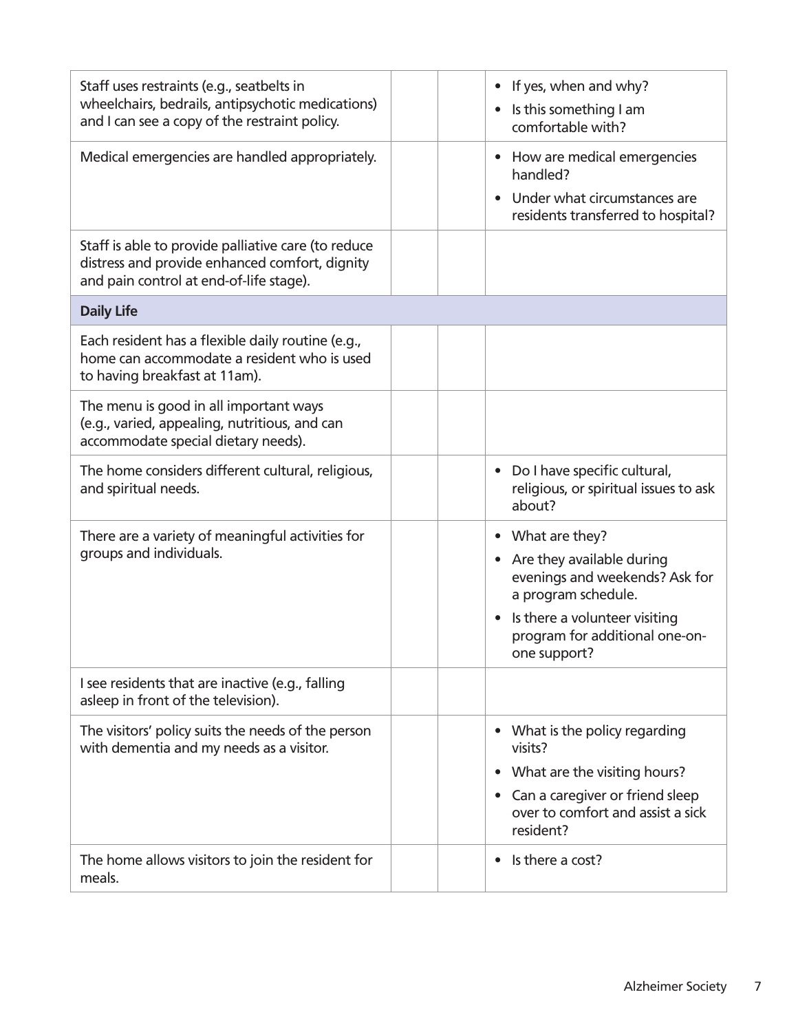| | | | |
|---|---|---|---|
| Staff uses restraints (e.g., seatbelts in wheelchairs, bedrails, antipsychotic medications) and I can see a copy of the restraint policy. | | | • If yes, when and why?<br>• Is this something I am comfortable with? |
| Medical emergencies are handled appropriately. | | | • How are medical emergencies handled?<br>• Under what circumstances are residents transferred to hospital? |
| Staff is able to provide palliative care (to reduce distress and provide enhanced comfort, dignity and pain control at end-of-life stage). | | | |
| **Daily Life** | | | |
| Each resident has a flexible daily routine (e.g., home can accommodate a resident who is used to having breakfast at 11am). | | | |
| The menu is good in all important ways (e.g., varied, appealing, nutritious, and can accommodate special dietary needs). | | | |
| The home considers different cultural, religious, and spiritual needs. | | | • Do I have specific cultural, religious, or spiritual issues to ask about? |
| There are a variety of meaningful activities for groups and individuals. | | | • What are they?<br>• Are they available during evenings and weekends? Ask for a program schedule.<br>• Is there a volunteer visiting program for additional one-on-one support? |
| I see residents that are inactive (e.g., falling asleep in front of the television). | | | |
| The visitors' policy suits the needs of the person with dementia and my needs as a visitor. | | | • What is the policy regarding visits?<br>• What are the visiting hours?<br>• Can a caregiver or friend sleep over to comfort and assist a sick resident? |
| The home allows visitors to join the resident for meals. | | | • Is there a cost? |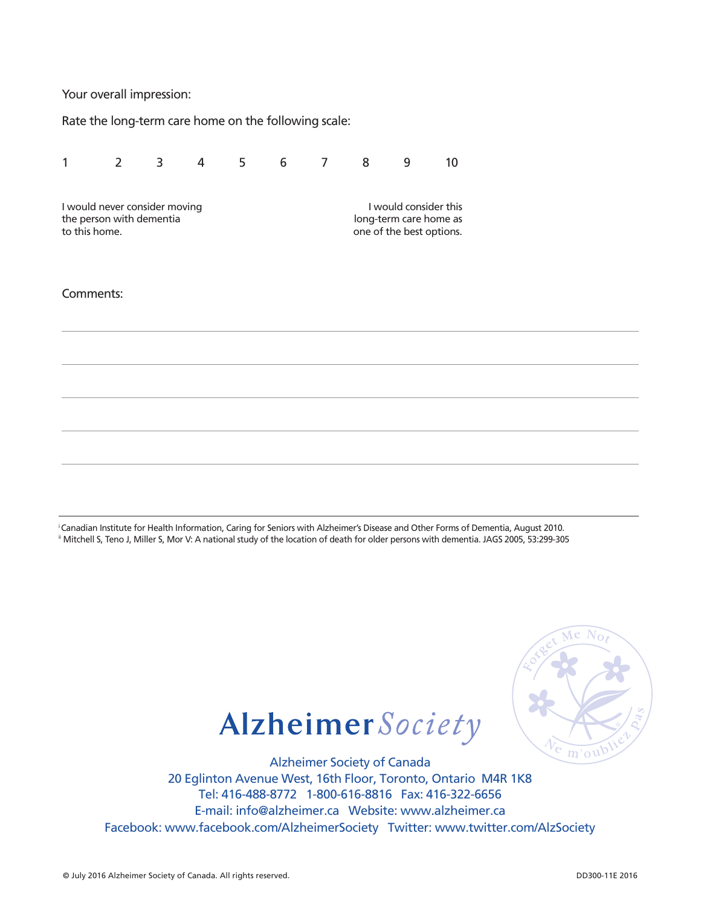Your overall impression:

Rate the long-term care home on the following scale:

1 2 3 4 5 6 7 8 9 10

I would never consider moving the person with dementia to this home.

I would consider this long-term care home as one of the best options.

Comments:

---

[i] Canadian Institute for Health Information, Caring for Seniors with Alzheimer's Disease and Other Forms of Dementia, August 2010.

[ii] Mitchell S, Teno J, Miller S, Mor V: A national study of the location of death for older persons with dementia. JAGS 2005, 53:299-305

Alzheimer Society

Alzheimer Society of Canada
20 Eglinton Avenue West, 16th Floor, Toronto, Ontario M4R 1K8
Tel: 416-488-8772 1-800-616-8816 Fax: 416-322-6656
E-mail: info@alzheimer.ca Website: www.alzheimer.ca
Facebook: www.facebook.com/AlzheimerSociety Twitter: www.twitter.com/AlzSociety

© July 2016 Alzheimer Society of Canada. All rights reserved.

DD300-11E 2016